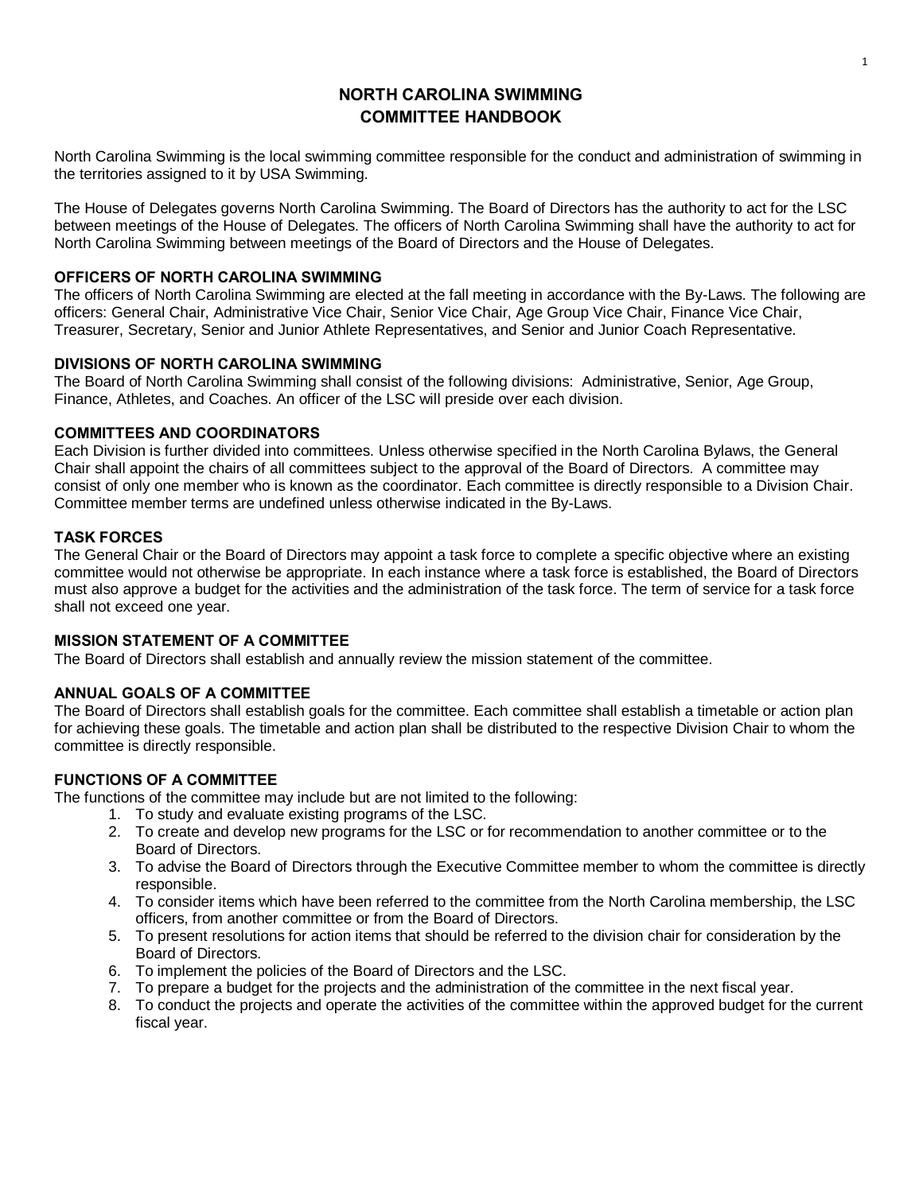# NORTH CAROLINA SWIMMING
# COMMITTEE HANDBOOK

North Carolina Swimming is the local swimming committee responsible for the conduct and administration of swimming in the territories assigned to it by USA Swimming.

The House of Delegates governs North Carolina Swimming. The Board of Directors has the authority to act for the LSC between meetings of the House of Delegates. The officers of North Carolina Swimming shall have the authority to act for North Carolina Swimming between meetings of the Board of Directors and the House of Delegates.

## OFFICERS OF NORTH CAROLINA SWIMMING

The officers of North Carolina Swimming are elected at the fall meeting in accordance with the By-Laws. The following are officers: General Chair, Administrative Vice Chair, Senior Vice Chair, Age Group Vice Chair, Finance Vice Chair, Treasurer, Secretary, Senior and Junior Athlete Representatives, and Senior and Junior Coach Representative.

## DIVISIONS OF NORTH CAROLINA SWIMMING

The Board of North Carolina Swimming shall consist of the following divisions: Administrative, Senior, Age Group, Finance, Athletes, and Coaches. An officer of the LSC will preside over each division.

## COMMITTEES AND COORDINATORS

Each Division is further divided into committees. Unless otherwise specified in the North Carolina Bylaws, the General Chair shall appoint the chairs of all committees subject to the approval of the Board of Directors. A committee may consist of only one member who is known as the coordinator. Each committee is directly responsible to a Division Chair. Committee member terms are undefined unless otherwise indicated in the By-Laws.

## TASK FORCES

The General Chair or the Board of Directors may appoint a task force to complete a specific objective where an existing committee would not otherwise be appropriate. In each instance where a task force is established, the Board of Directors must also approve a budget for the activities and the administration of the task force. The term of service for a task force shall not exceed one year.

## MISSION STATEMENT OF A COMMITTEE

The Board of Directors shall establish and annually review the mission statement of the committee.

## ANNUAL GOALS OF A COMMITTEE

The Board of Directors shall establish goals for the committee. Each committee shall establish a timetable or action plan for achieving these goals. The timetable and action plan shall be distributed to the respective Division Chair to whom the committee is directly responsible.

## FUNCTIONS OF A COMMITTEE

The functions of the committee may include but are not limited to the following:

1. To study and evaluate existing programs of the LSC.
2. To create and develop new programs for the LSC or for recommendation to another committee or to the Board of Directors.
3. To advise the Board of Directors through the Executive Committee member to whom the committee is directly responsible.
4. To consider items which have been referred to the committee from the North Carolina membership, the LSC officers, from another committee or from the Board of Directors.
5. To present resolutions for action items that should be referred to the division chair for consideration by the Board of Directors.
6. To implement the policies of the Board of Directors and the LSC.
7. To prepare a budget for the projects and the administration of the committee in the next fiscal year.
8. To conduct the projects and operate the activities of the committee within the approved budget for the current fiscal year.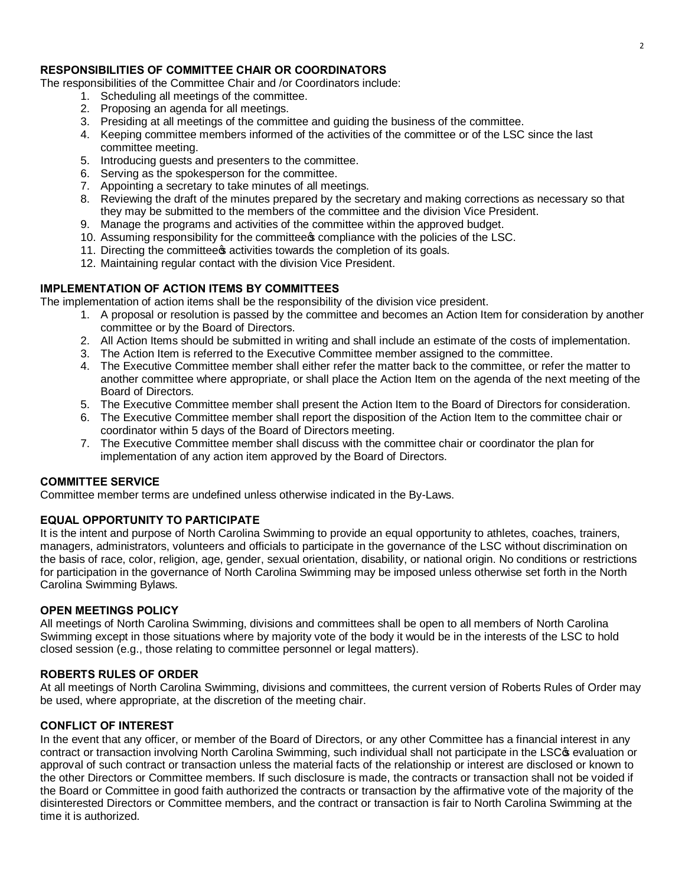### RESPONSIBILITIES OF COMMITTEE CHAIR OR COORDINATORS

The responsibilities of the Committee Chair and /or Coordinators include:

1. Scheduling all meetings of the committee.
2. Proposing an agenda for all meetings.
3. Presiding at all meetings of the committee and guiding the business of the committee.
4. Keeping committee members informed of the activities of the committee or of the LSC since the last committee meeting.
5. Introducing guests and presenters to the committee.
6. Serving as the spokesperson for the committee.
7. Appointing a secretary to take minutes of all meetings.
8. Reviewing the draft of the minutes prepared by the secretary and making corrections as necessary so that they may be submitted to the members of the committee and the division Vice President.
9. Manage the programs and activities of the committee within the approved budget.
10. Assuming responsibility for the committee's compliance with the policies of the LSC.
11. Directing the committee's activities towards the completion of its goals.
12. Maintaining regular contact with the division Vice President.

### IMPLEMENTATION OF ACTION ITEMS BY COMMITTEES

The implementation of action items shall be the responsibility of the division vice president.

1. A proposal or resolution is passed by the committee and becomes an Action Item for consideration by another committee or by the Board of Directors.
2. All Action Items should be submitted in writing and shall include an estimate of the costs of implementation.
3. The Action Item is referred to the Executive Committee member assigned to the committee.
4. The Executive Committee member shall either refer the matter back to the committee, or refer the matter to another committee where appropriate, or shall place the Action Item on the agenda of the next meeting of the Board of Directors.
5. The Executive Committee member shall present the Action Item to the Board of Directors for consideration.
6. The Executive Committee member shall report the disposition of the Action Item to the committee chair or coordinator within 5 days of the Board of Directors meeting.
7. The Executive Committee member shall discuss with the committee chair or coordinator the plan for implementation of any action item approved by the Board of Directors.

### COMMITTEE SERVICE

Committee member terms are undefined unless otherwise indicated in the By-Laws.

### EQUAL OPPORTUNITY TO PARTICIPATE

It is the intent and purpose of North Carolina Swimming to provide an equal opportunity to athletes, coaches, trainers, managers, administrators, volunteers and officials to participate in the governance of the LSC without discrimination on the basis of race, color, religion, age, gender, sexual orientation, disability, or national origin. No conditions or restrictions for participation in the governance of North Carolina Swimming may be imposed unless otherwise set forth in the North Carolina Swimming Bylaws.

### OPEN MEETINGS POLICY

All meetings of North Carolina Swimming, divisions and committees shall be open to all members of North Carolina Swimming except in those situations where by majority vote of the body it would be in the interests of the LSC to hold closed session (e.g., those relating to committee personnel or legal matters).

### ROBERTS RULES OF ORDER

At all meetings of North Carolina Swimming, divisions and committees, the current version of Roberts Rules of Order may be used, where appropriate, at the discretion of the meeting chair.

### CONFLICT OF INTEREST

In the event that any officer, or member of the Board of Directors, or any other Committee has a financial interest in any contract or transaction involving North Carolina Swimming, such individual shall not participate in the LSC's evaluation or approval of such contract or transaction unless the material facts of the relationship or interest are disclosed or known to the other Directors or Committee members. If such disclosure is made, the contracts or transaction shall not be voided if the Board or Committee in good faith authorized the contracts or transaction by the affirmative vote of the majority of the disinterested Directors or Committee members, and the contract or transaction is fair to North Carolina Swimming at the time it is authorized.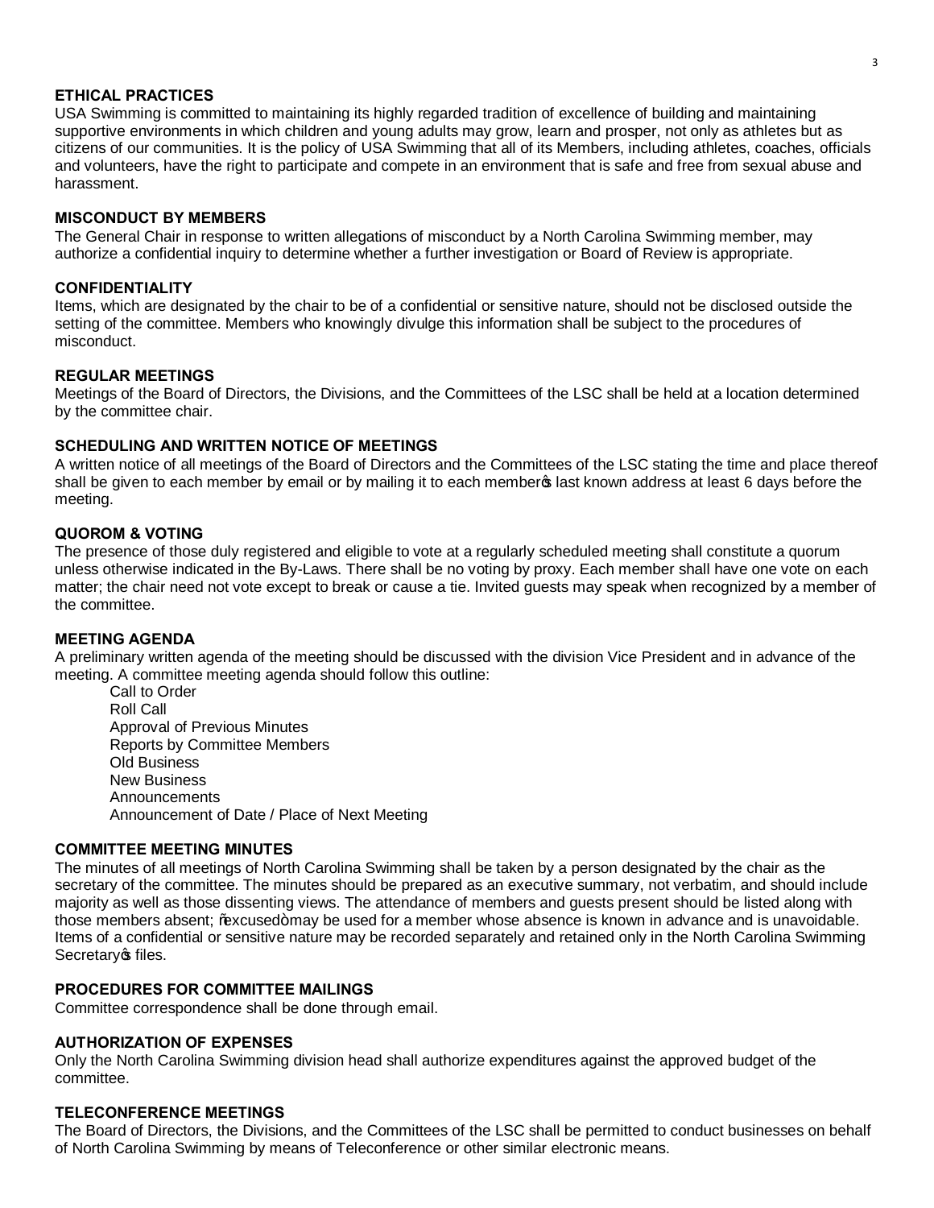## ETHICAL PRACTICES

USA Swimming is committed to maintaining its highly regarded tradition of excellence of building and maintaining supportive environments in which children and young adults may grow, learn and prosper, not only as athletes but as citizens of our communities. It is the policy of USA Swimming that all of its Members, including athletes, coaches, officials and volunteers, have the right to participate and compete in an environment that is safe and free from sexual abuse and harassment.

## MISCONDUCT BY MEMBERS

The General Chair in response to written allegations of misconduct by a North Carolina Swimming member, may authorize a confidential inquiry to determine whether a further investigation or Board of Review is appropriate.

## CONFIDENTIALITY

Items, which are designated by the chair to be of a confidential or sensitive nature, should not be disclosed outside the setting of the committee. Members who knowingly divulge this information shall be subject to the procedures of misconduct.

## REGULAR MEETINGS

Meetings of the Board of Directors, the Divisions, and the Committees of the LSC shall be held at a location determined by the committee chair.

## SCHEDULING AND WRITTEN NOTICE OF MEETINGS

A written notice of all meetings of the Board of Directors and the Committees of the LSC stating the time and place thereof shall be given to each member by email or by mailing it to each member's last known address at least 6 days before the meeting.

## QUOROM & VOTING

The presence of those duly registered and eligible to vote at a regularly scheduled meeting shall constitute a quorum unless otherwise indicated in the By-Laws. There shall be no voting by proxy. Each member shall have one vote on each matter; the chair need not vote except to break or cause a tie. Invited guests may speak when recognized by a member of the committee.

## MEETING AGENDA

A preliminary written agenda of the meeting should be discussed with the division Vice President and in advance of the meeting. A committee meeting agenda should follow this outline:

- Call to Order
- Roll Call
- Approval of Previous Minutes
- Reports by Committee Members
- Old Business
- New Business
- Announcements
- Announcement of Date / Place of Next Meeting

## COMMITTEE MEETING MINUTES

The minutes of all meetings of North Carolina Swimming shall be taken by a person designated by the chair as the secretary of the committee. The minutes should be prepared as an executive summary, not verbatim, and should include majority as well as those dissenting views. The attendance of members and guests present should be listed along with those members absent; "excused" may be used for a member whose absence is known in advance and is unavoidable. Items of a confidential or sensitive nature may be recorded separately and retained only in the North Carolina Swimming Secretary's files.

## PROCEDURES FOR COMMITTEE MAILINGS

Committee correspondence shall be done through email.

## AUTHORIZATION OF EXPENSES

Only the North Carolina Swimming division head shall authorize expenditures against the approved budget of the committee.

## TELECONFERENCE MEETINGS

The Board of Directors, the Divisions, and the Committees of the LSC shall be permitted to conduct businesses on behalf of North Carolina Swimming by means of Teleconference or other similar electronic means.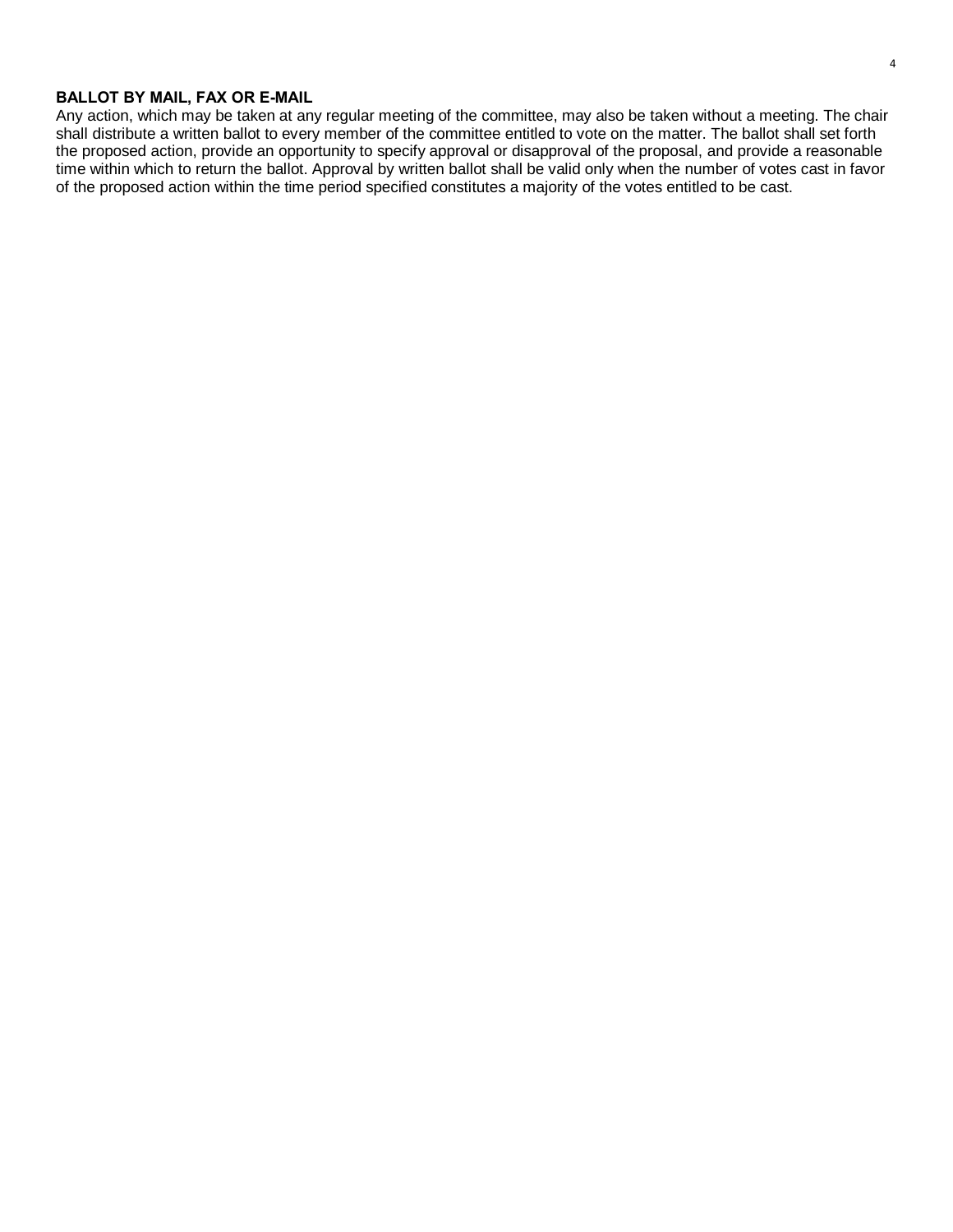**BALLOT BY MAIL, FAX OR E-MAIL**

Any action, which may be taken at any regular meeting of the committee, may also be taken without a meeting. The chair shall distribute a written ballot to every member of the committee entitled to vote on the matter. The ballot shall set forth the proposed action, provide an opportunity to specify approval or disapproval of the proposal, and provide a reasonable time within which to return the ballot. Approval by written ballot shall be valid only when the number of votes cast in favor of the proposed action within the time period specified constitutes a majority of the votes entitled to be cast.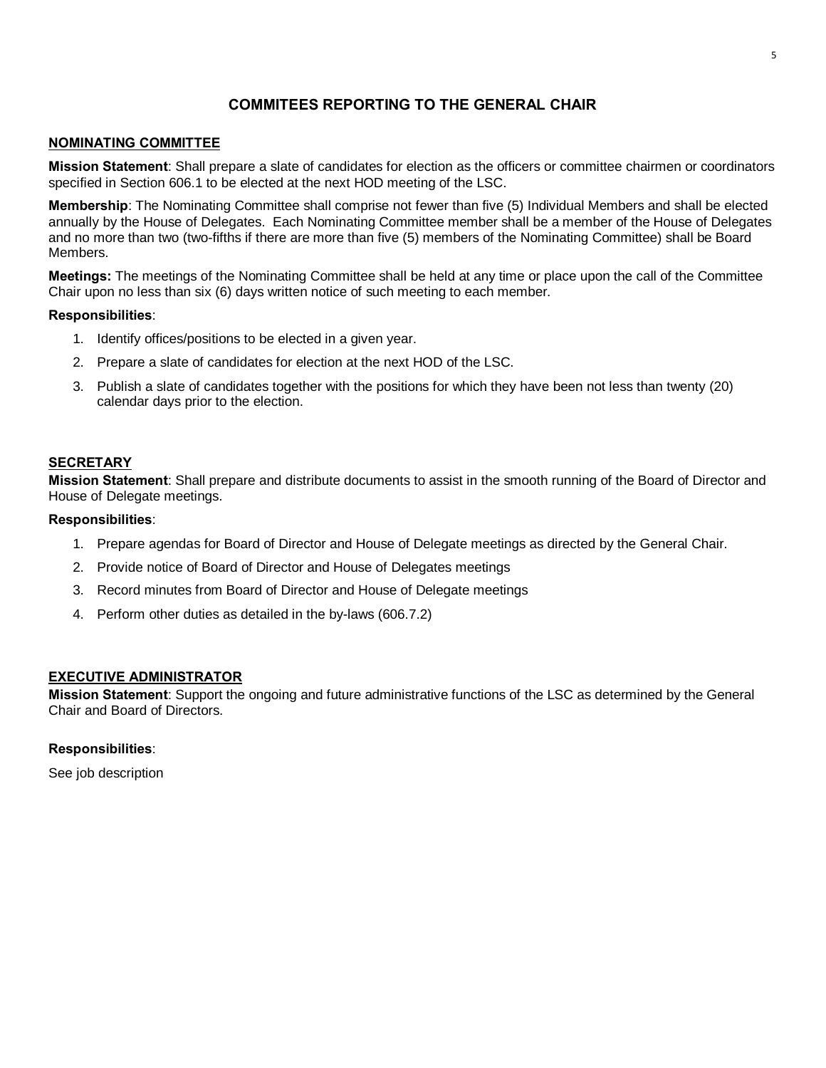## COMMITEES REPORTING TO THE GENERAL CHAIR

### NOMINATING COMMITTEE

**Mission Statement**: Shall prepare a slate of candidates for election as the officers or committee chairmen or coordinators specified in Section 606.1 to be elected at the next HOD meeting of the LSC.

**Membership**: The Nominating Committee shall comprise not fewer than five (5) Individual Members and shall be elected annually by the House of Delegates. Each Nominating Committee member shall be a member of the House of Delegates and no more than two (two-fifths if there are more than five (5) members of the Nominating Committee) shall be Board Members.

**Meetings:** The meetings of the Nominating Committee shall be held at any time or place upon the call of the Committee Chair upon no less than six (6) days written notice of such meeting to each member.

**Responsibilities**:

1. Identify offices/positions to be elected in a given year.
2. Prepare a slate of candidates for election at the next HOD of the LSC.
3. Publish a slate of candidates together with the positions for which they have been not less than twenty (20) calendar days prior to the election.

### SECRETARY

**Mission Statement**: Shall prepare and distribute documents to assist in the smooth running of the Board of Director and House of Delegate meetings.

**Responsibilities**:

1. Prepare agendas for Board of Director and House of Delegate meetings as directed by the General Chair.
2. Provide notice of Board of Director and House of Delegates meetings
3. Record minutes from Board of Director and House of Delegate meetings
4. Perform other duties as detailed in the by-laws (606.7.2)

### EXECUTIVE ADMINISTRATOR

**Mission Statement**: Support the ongoing and future administrative functions of the LSC as determined by the General Chair and Board of Directors.

**Responsibilities**:

See job description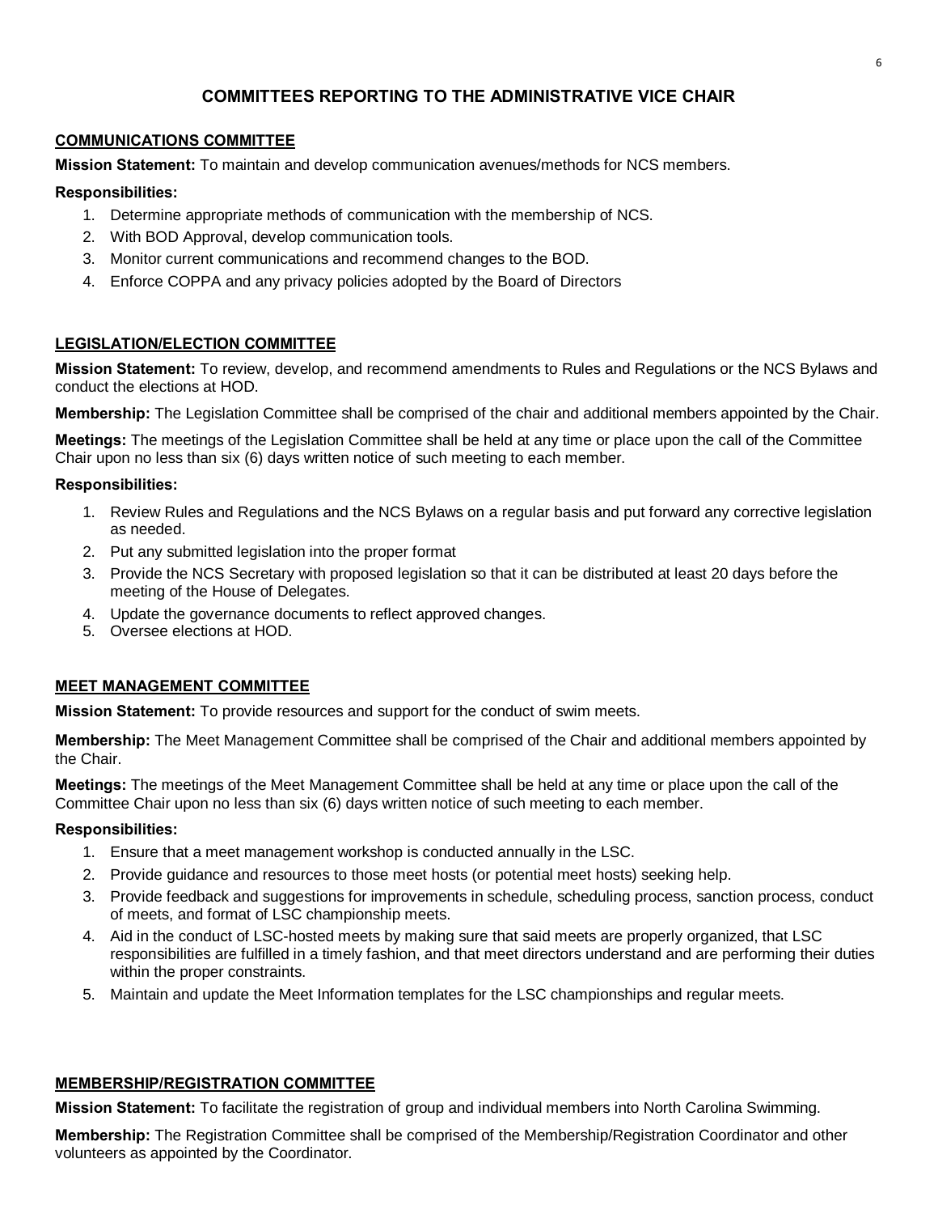## COMMITTEES REPORTING TO THE ADMINISTRATIVE VICE CHAIR

### COMMUNICATIONS COMMITTEE

**Mission Statement:** To maintain and develop communication avenues/methods for NCS members.

**Responsibilities:**

1. Determine appropriate methods of communication with the membership of NCS.
2. With BOD Approval, develop communication tools.
3. Monitor current communications and recommend changes to the BOD.
4. Enforce COPPA and any privacy policies adopted by the Board of Directors

### LEGISLATION/ELECTION COMMITTEE

**Mission Statement:** To review, develop, and recommend amendments to Rules and Regulations or the NCS Bylaws and conduct the elections at HOD.

**Membership:** The Legislation Committee shall be comprised of the chair and additional members appointed by the Chair.

**Meetings:** The meetings of the Legislation Committee shall be held at any time or place upon the call of the Committee Chair upon no less than six (6) days written notice of such meeting to each member.

**Responsibilities:**

1. Review Rules and Regulations and the NCS Bylaws on a regular basis and put forward any corrective legislation as needed.
2. Put any submitted legislation into the proper format
3. Provide the NCS Secretary with proposed legislation so that it can be distributed at least 20 days before the meeting of the House of Delegates.
4. Update the governance documents to reflect approved changes.
5. Oversee elections at HOD.

### MEET MANAGEMENT COMMITTEE

**Mission Statement:** To provide resources and support for the conduct of swim meets.

**Membership:** The Meet Management Committee shall be comprised of the Chair and additional members appointed by the Chair.

**Meetings:** The meetings of the Meet Management Committee shall be held at any time or place upon the call of the Committee Chair upon no less than six (6) days written notice of such meeting to each member.

**Responsibilities:**

1. Ensure that a meet management workshop is conducted annually in the LSC.
2. Provide guidance and resources to those meet hosts (or potential meet hosts) seeking help.
3. Provide feedback and suggestions for improvements in schedule, scheduling process, sanction process, conduct of meets, and format of LSC championship meets.
4. Aid in the conduct of LSC-hosted meets by making sure that said meets are properly organized, that LSC responsibilities are fulfilled in a timely fashion, and that meet directors understand and are performing their duties within the proper constraints.
5. Maintain and update the Meet Information templates for the LSC championships and regular meets.

### MEMBERSHIP/REGISTRATION COMMITTEE

**Mission Statement:** To facilitate the registration of group and individual members into North Carolina Swimming.

**Membership:** The Registration Committee shall be comprised of the Membership/Registration Coordinator and other volunteers as appointed by the Coordinator.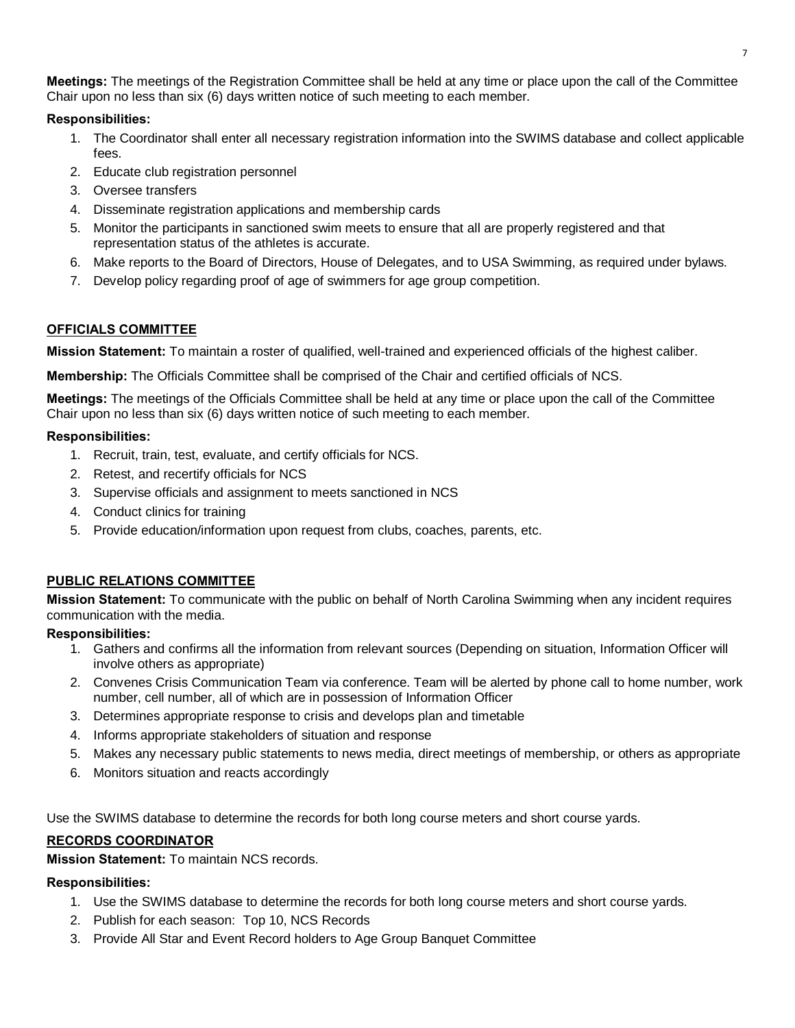**Meetings:** The meetings of the Registration Committee shall be held at any time or place upon the call of the Committee Chair upon no less than six (6) days written notice of such meeting to each member.

**Responsibilities:**

1. The Coordinator shall enter all necessary registration information into the SWIMS database and collect applicable fees.
2. Educate club registration personnel
3. Oversee transfers
4. Disseminate registration applications and membership cards
5. Monitor the participants in sanctioned swim meets to ensure that all are properly registered and that representation status of the athletes is accurate.
6. Make reports to the Board of Directors, House of Delegates, and to USA Swimming, as required under bylaws.
7. Develop policy regarding proof of age of swimmers for age group competition.

## OFFICIALS COMMITTEE

**Mission Statement:** To maintain a roster of qualified, well-trained and experienced officials of the highest caliber.

**Membership:** The Officials Committee shall be comprised of the Chair and certified officials of NCS.

**Meetings:** The meetings of the Officials Committee shall be held at any time or place upon the call of the Committee Chair upon no less than six (6) days written notice of such meeting to each member.

**Responsibilities:**

1. Recruit, train, test, evaluate, and certify officials for NCS.
2. Retest, and recertify officials for NCS
3. Supervise officials and assignment to meets sanctioned in NCS
4. Conduct clinics for training
5. Provide education/information upon request from clubs, coaches, parents, etc.

## PUBLIC RELATIONS COMMITTEE

**Mission Statement:** To communicate with the public on behalf of North Carolina Swimming when any incident requires communication with the media.

**Responsibilities:**

1. Gathers and confirms all the information from relevant sources (Depending on situation, Information Officer will involve others as appropriate)
2. Convenes Crisis Communication Team via conference. Team will be alerted by phone call to home number, work number, cell number, all of which are in possession of Information Officer
3. Determines appropriate response to crisis and develops plan and timetable
4. Informs appropriate stakeholders of situation and response
5. Makes any necessary public statements to news media, direct meetings of membership, or others as appropriate
6. Monitors situation and reacts accordingly

Use the SWIMS database to determine the records for both long course meters and short course yards.

## RECORDS COORDINATOR

**Mission Statement:** To maintain NCS records.

**Responsibilities:**

1. Use the SWIMS database to determine the records for both long course meters and short course yards.
2. Publish for each season: Top 10, NCS Records
3. Provide All Star and Event Record holders to Age Group Banquet Committee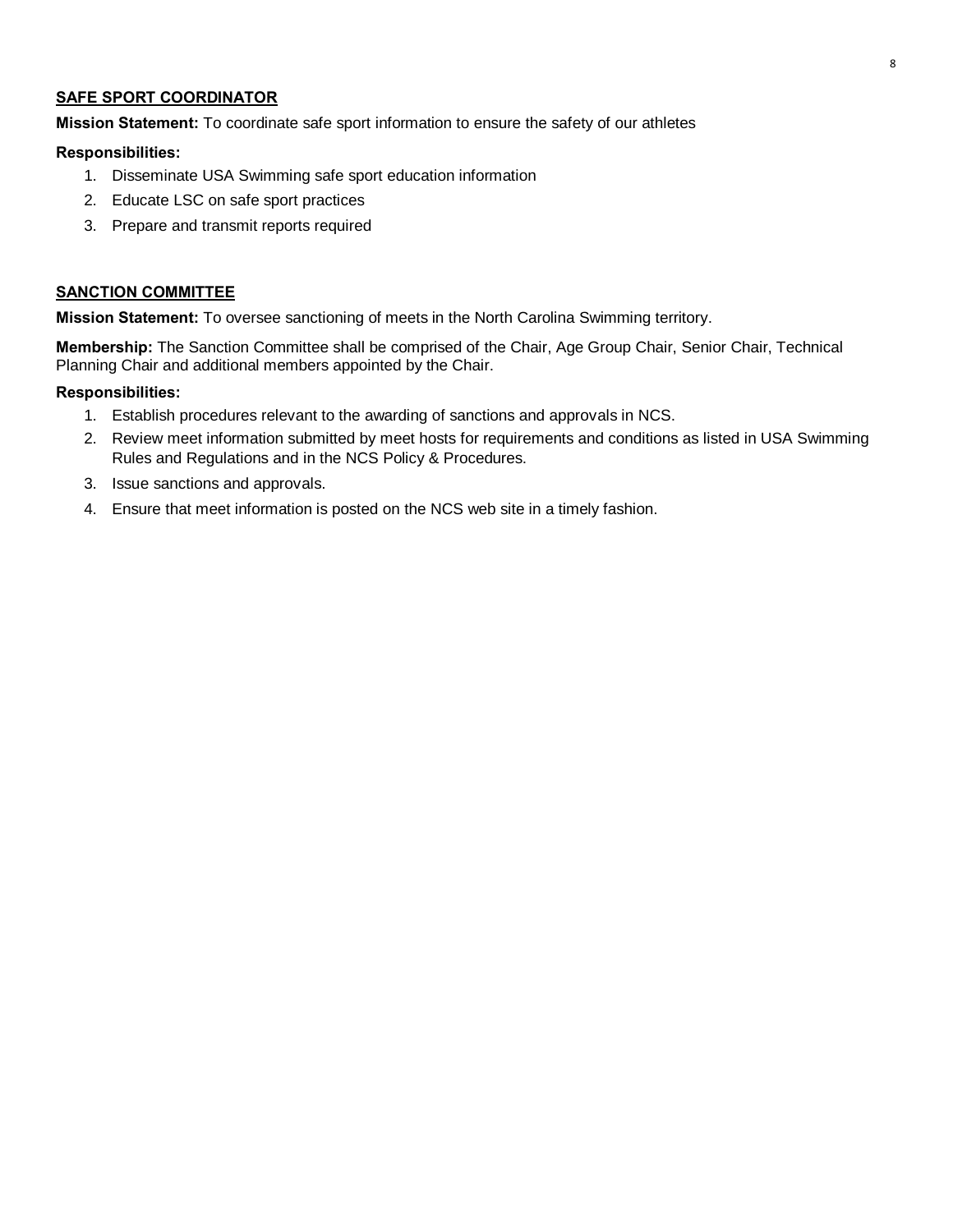## SAFE SPORT COORDINATOR

**Mission Statement:** To coordinate safe sport information to ensure the safety of our athletes

**Responsibilities:**

1. Disseminate USA Swimming safe sport education information
2. Educate LSC on safe sport practices
3. Prepare and transmit reports required

## SANCTION COMMITTEE

**Mission Statement:** To oversee sanctioning of meets in the North Carolina Swimming territory.

**Membership:** The Sanction Committee shall be comprised of the Chair, Age Group Chair, Senior Chair, Technical Planning Chair and additional members appointed by the Chair.

**Responsibilities:**

1. Establish procedures relevant to the awarding of sanctions and approvals in NCS.
2. Review meet information submitted by meet hosts for requirements and conditions as listed in USA Swimming Rules and Regulations and in the NCS Policy & Procedures.
3. Issue sanctions and approvals.
4. Ensure that meet information is posted on the NCS web site in a timely fashion.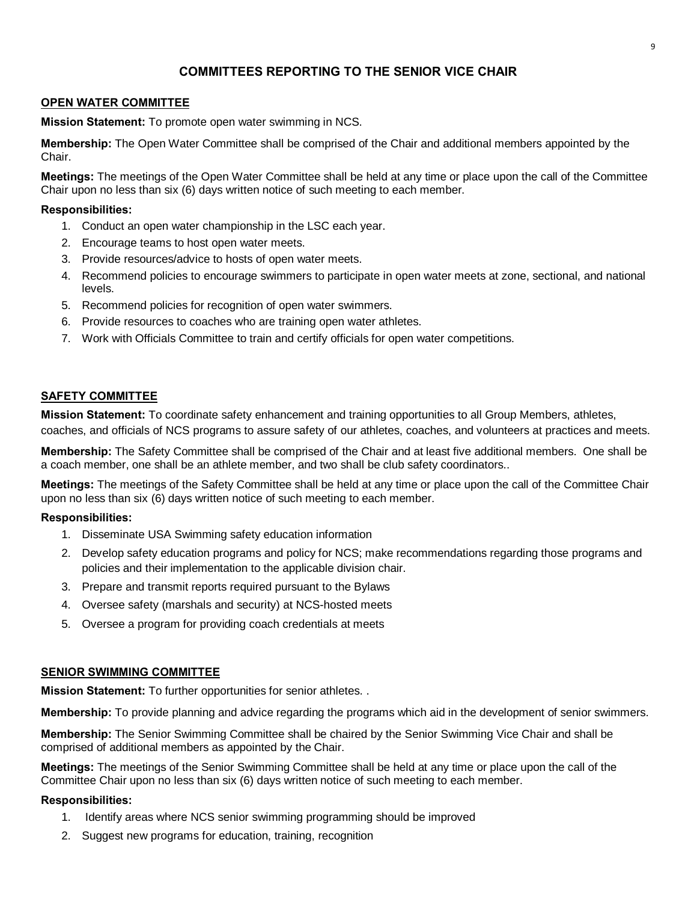# COMMITTEES REPORTING TO THE SENIOR VICE CHAIR

## OPEN WATER COMMITTEE

**Mission Statement:** To promote open water swimming in NCS.

**Membership:** The Open Water Committee shall be comprised of the Chair and additional members appointed by the Chair.

**Meetings:** The meetings of the Open Water Committee shall be held at any time or place upon the call of the Committee Chair upon no less than six (6) days written notice of such meeting to each member.

**Responsibilities:**

1. Conduct an open water championship in the LSC each year.
2. Encourage teams to host open water meets.
3. Provide resources/advice to hosts of open water meets.
4. Recommend policies to encourage swimmers to participate in open water meets at zone, sectional, and national levels.
5. Recommend policies for recognition of open water swimmers.
6. Provide resources to coaches who are training open water athletes.
7. Work with Officials Committee to train and certify officials for open water competitions.

## SAFETY COMMITTEE

**Mission Statement:** To coordinate safety enhancement and training opportunities to all Group Members, athletes, coaches, and officials of NCS programs to assure safety of our athletes, coaches, and volunteers at practices and meets.

**Membership:** The Safety Committee shall be comprised of the Chair and at least five additional members. One shall be a coach member, one shall be an athlete member, and two shall be club safety coordinators..

**Meetings:** The meetings of the Safety Committee shall be held at any time or place upon the call of the Committee Chair upon no less than six (6) days written notice of such meeting to each member.

**Responsibilities:**

1. Disseminate USA Swimming safety education information
2. Develop safety education programs and policy for NCS; make recommendations regarding those programs and policies and their implementation to the applicable division chair.
3. Prepare and transmit reports required pursuant to the Bylaws
4. Oversee safety (marshals and security) at NCS-hosted meets
5. Oversee a program for providing coach credentials at meets

## SENIOR SWIMMING COMMITTEE

**Mission Statement:** To further opportunities for senior athletes. .

**Membership:** To provide planning and advice regarding the programs which aid in the development of senior swimmers.

**Membership:** The Senior Swimming Committee shall be chaired by the Senior Swimming Vice Chair and shall be comprised of additional members as appointed by the Chair.

**Meetings:** The meetings of the Senior Swimming Committee shall be held at any time or place upon the call of the Committee Chair upon no less than six (6) days written notice of such meeting to each member.

**Responsibilities:**

1. Identify areas where NCS senior swimming programming should be improved
2. Suggest new programs for education, training, recognition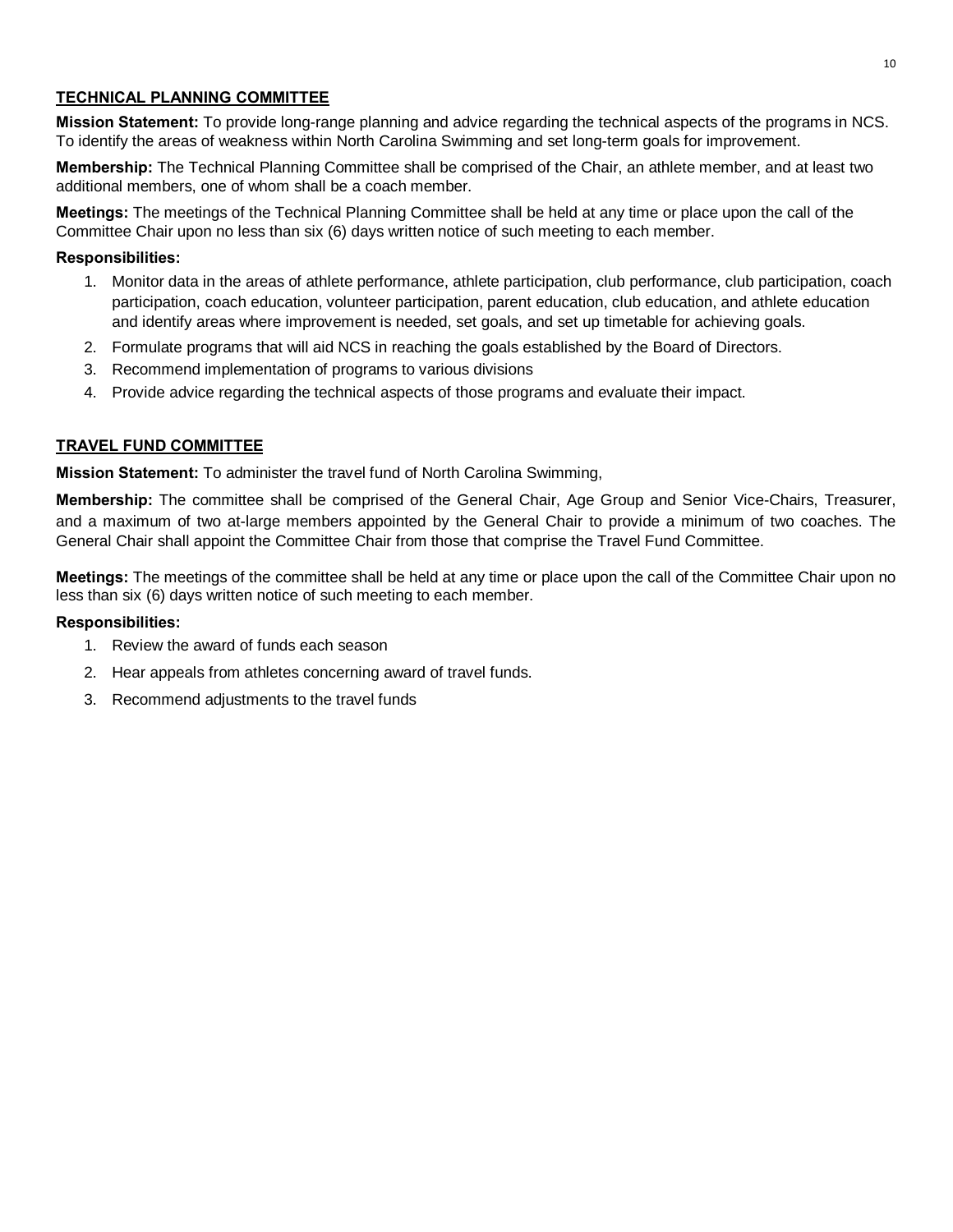## TECHNICAL PLANNING COMMITTEE

**Mission Statement:** To provide long-range planning and advice regarding the technical aspects of the programs in NCS. To identify the areas of weakness within North Carolina Swimming and set long-term goals for improvement.

**Membership:** The Technical Planning Committee shall be comprised of the Chair, an athlete member, and at least two additional members, one of whom shall be a coach member.

**Meetings:** The meetings of the Technical Planning Committee shall be held at any time or place upon the call of the Committee Chair upon no less than six (6) days written notice of such meeting to each member.

**Responsibilities:**

1. Monitor data in the areas of athlete performance, athlete participation, club performance, club participation, coach participation, coach education, volunteer participation, parent education, club education, and athlete education and identify areas where improvement is needed, set goals, and set up timetable for achieving goals.
2. Formulate programs that will aid NCS in reaching the goals established by the Board of Directors.
3. Recommend implementation of programs to various divisions
4. Provide advice regarding the technical aspects of those programs and evaluate their impact.

## TRAVEL FUND COMMITTEE

**Mission Statement:** To administer the travel fund of North Carolina Swimming,

**Membership:** The committee shall be comprised of the General Chair, Age Group and Senior Vice-Chairs, Treasurer, and a maximum of two at-large members appointed by the General Chair to provide a minimum of two coaches. The General Chair shall appoint the Committee Chair from those that comprise the Travel Fund Committee.

**Meetings:** The meetings of the committee shall be held at any time or place upon the call of the Committee Chair upon no less than six (6) days written notice of such meeting to each member.

**Responsibilities:**

1. Review the award of funds each season
2. Hear appeals from athletes concerning award of travel funds.
3. Recommend adjustments to the travel funds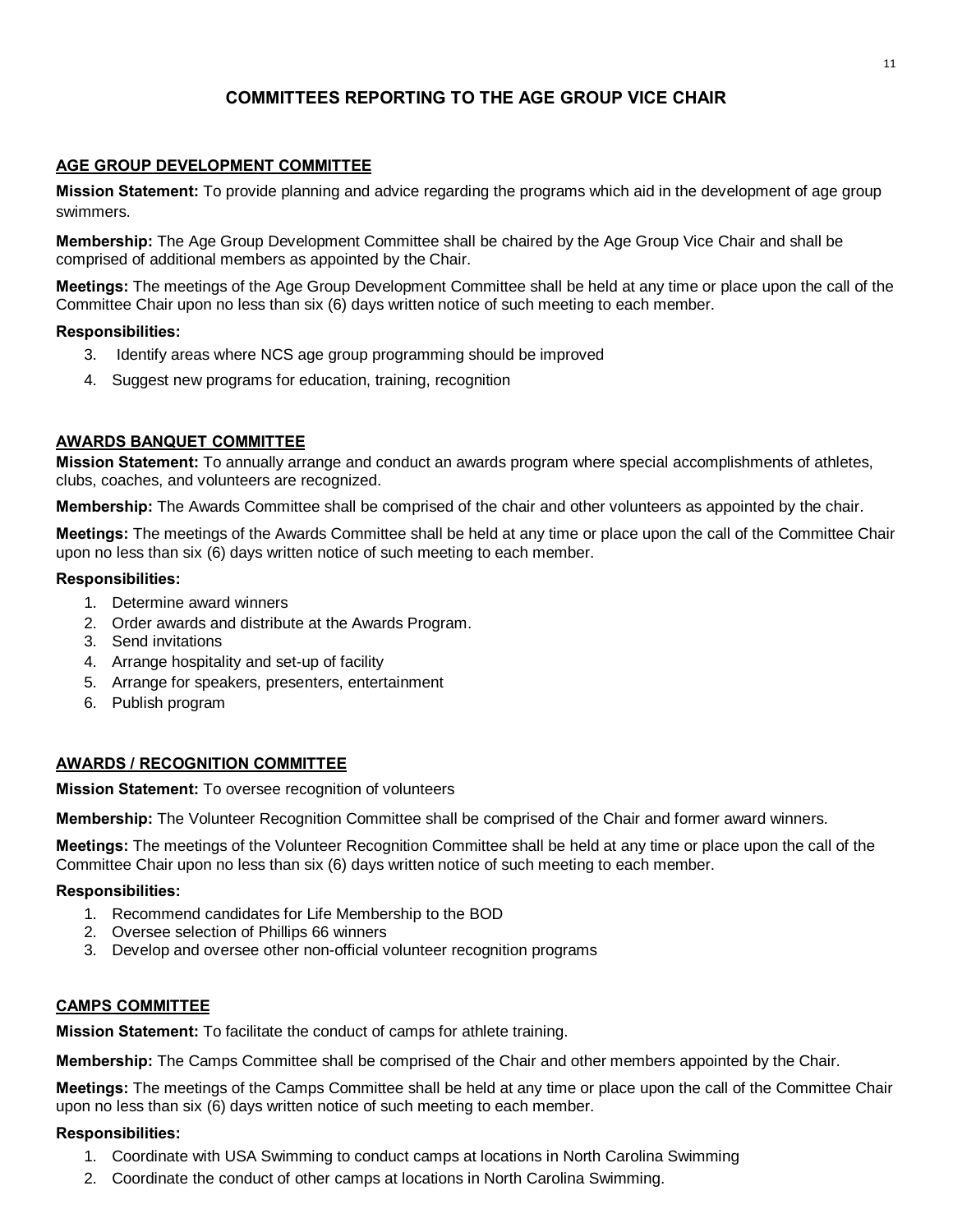## COMMITTEES REPORTING TO THE AGE GROUP VICE CHAIR

### AGE GROUP DEVELOPMENT COMMITTEE

**Mission Statement:** To provide planning and advice regarding the programs which aid in the development of age group swimmers.

**Membership:** The Age Group Development Committee shall be chaired by the Age Group Vice Chair and shall be comprised of additional members as appointed by the Chair.

**Meetings:** The meetings of the Age Group Development Committee shall be held at any time or place upon the call of the Committee Chair upon no less than six (6) days written notice of such meeting to each member.

**Responsibilities:**

3. Identify areas where NCS age group programming should be improved
4. Suggest new programs for education, training, recognition

### AWARDS BANQUET COMMITTEE

**Mission Statement:** To annually arrange and conduct an awards program where special accomplishments of athletes, clubs, coaches, and volunteers are recognized.

**Membership:** The Awards Committee shall be comprised of the chair and other volunteers as appointed by the chair.

**Meetings:** The meetings of the Awards Committee shall be held at any time or place upon the call of the Committee Chair upon no less than six (6) days written notice of such meeting to each member.

**Responsibilities:**

1. Determine award winners
2. Order awards and distribute at the Awards Program.
3. Send invitations
4. Arrange hospitality and set-up of facility
5. Arrange for speakers, presenters, entertainment
6. Publish program

### AWARDS / RECOGNITION COMMITTEE

**Mission Statement:** To oversee recognition of volunteers

**Membership:** The Volunteer Recognition Committee shall be comprised of the Chair and former award winners.

**Meetings:** The meetings of the Volunteer Recognition Committee shall be held at any time or place upon the call of the Committee Chair upon no less than six (6) days written notice of such meeting to each member.

**Responsibilities:**

1. Recommend candidates for Life Membership to the BOD
2. Oversee selection of Phillips 66 winners
3. Develop and oversee other non-official volunteer recognition programs

### CAMPS COMMITTEE

**Mission Statement:** To facilitate the conduct of camps for athlete training.

**Membership:** The Camps Committee shall be comprised of the Chair and other members appointed by the Chair.

**Meetings:** The meetings of the Camps Committee shall be held at any time or place upon the call of the Committee Chair upon no less than six (6) days written notice of such meeting to each member.

**Responsibilities:**

1. Coordinate with USA Swimming to conduct camps at locations in North Carolina Swimming
2. Coordinate the conduct of other camps at locations in North Carolina Swimming.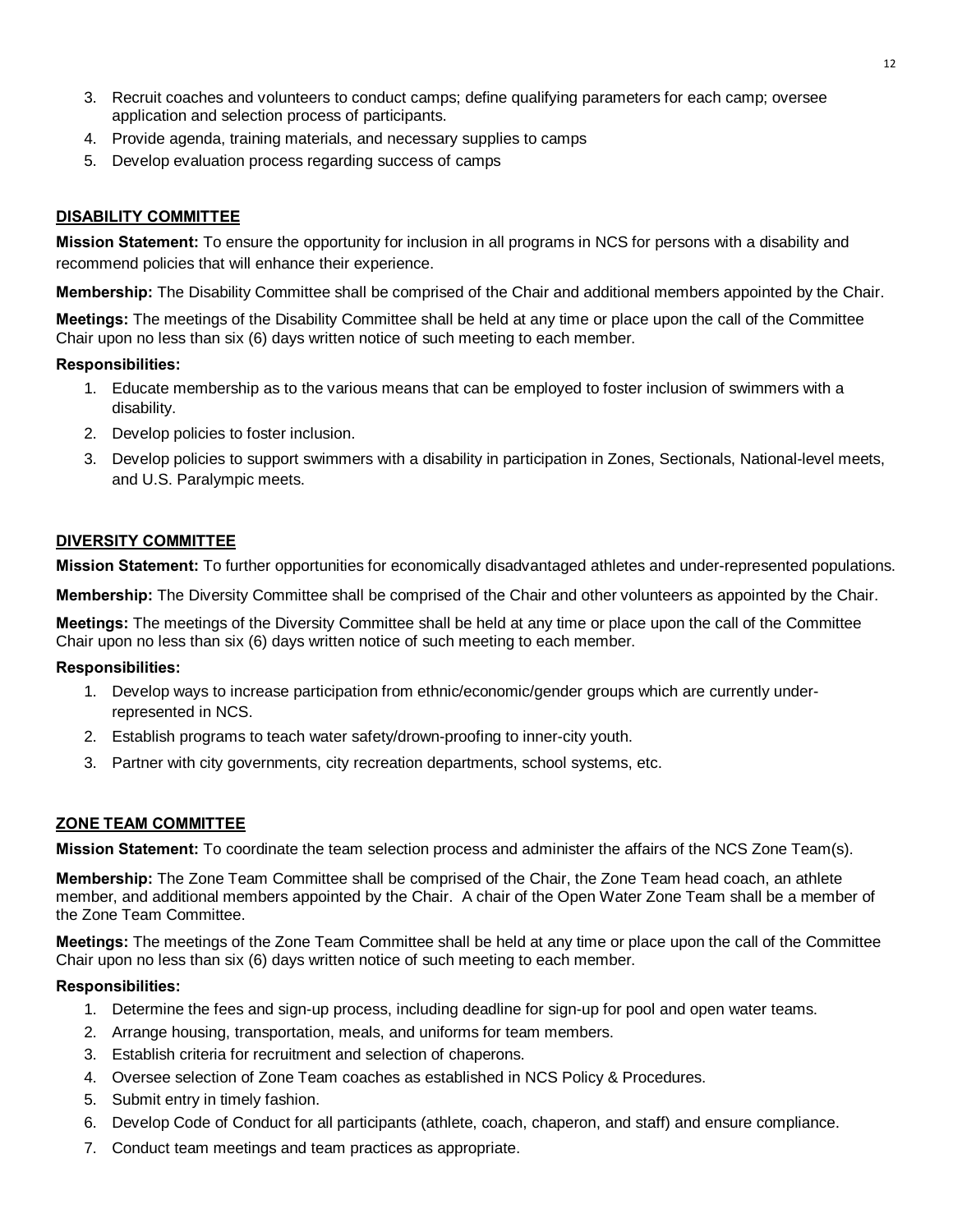3. Recruit coaches and volunteers to conduct camps; define qualifying parameters for each camp; oversee application and selection process of participants.
4. Provide agenda, training materials, and necessary supplies to camps
5. Develop evaluation process regarding success of camps

## DISABILITY COMMITTEE

**Mission Statement:** To ensure the opportunity for inclusion in all programs in NCS for persons with a disability and recommend policies that will enhance their experience.

**Membership:** The Disability Committee shall be comprised of the Chair and additional members appointed by the Chair.

**Meetings:** The meetings of the Disability Committee shall be held at any time or place upon the call of the Committee Chair upon no less than six (6) days written notice of such meeting to each member.

**Responsibilities:**

1. Educate membership as to the various means that can be employed to foster inclusion of swimmers with a disability.
2. Develop policies to foster inclusion.
3. Develop policies to support swimmers with a disability in participation in Zones, Sectionals, National-level meets, and U.S. Paralympic meets.

## DIVERSITY COMMITTEE

**Mission Statement:** To further opportunities for economically disadvantaged athletes and under-represented populations.

**Membership:** The Diversity Committee shall be comprised of the Chair and other volunteers as appointed by the Chair.

**Meetings:** The meetings of the Diversity Committee shall be held at any time or place upon the call of the Committee Chair upon no less than six (6) days written notice of such meeting to each member.

**Responsibilities:**

1. Develop ways to increase participation from ethnic/economic/gender groups which are currently under-represented in NCS.
2. Establish programs to teach water safety/drown-proofing to inner-city youth.
3. Partner with city governments, city recreation departments, school systems, etc.

## ZONE TEAM COMMITTEE

**Mission Statement:** To coordinate the team selection process and administer the affairs of the NCS Zone Team(s).

**Membership:** The Zone Team Committee shall be comprised of the Chair, the Zone Team head coach, an athlete member, and additional members appointed by the Chair. A chair of the Open Water Zone Team shall be a member of the Zone Team Committee.

**Meetings:** The meetings of the Zone Team Committee shall be held at any time or place upon the call of the Committee Chair upon no less than six (6) days written notice of such meeting to each member.

**Responsibilities:**

1. Determine the fees and sign-up process, including deadline for sign-up for pool and open water teams.
2. Arrange housing, transportation, meals, and uniforms for team members.
3. Establish criteria for recruitment and selection of chaperons.
4. Oversee selection of Zone Team coaches as established in NCS Policy & Procedures.
5. Submit entry in timely fashion.
6. Develop Code of Conduct for all participants (athlete, coach, chaperon, and staff) and ensure compliance.
7. Conduct team meetings and team practices as appropriate.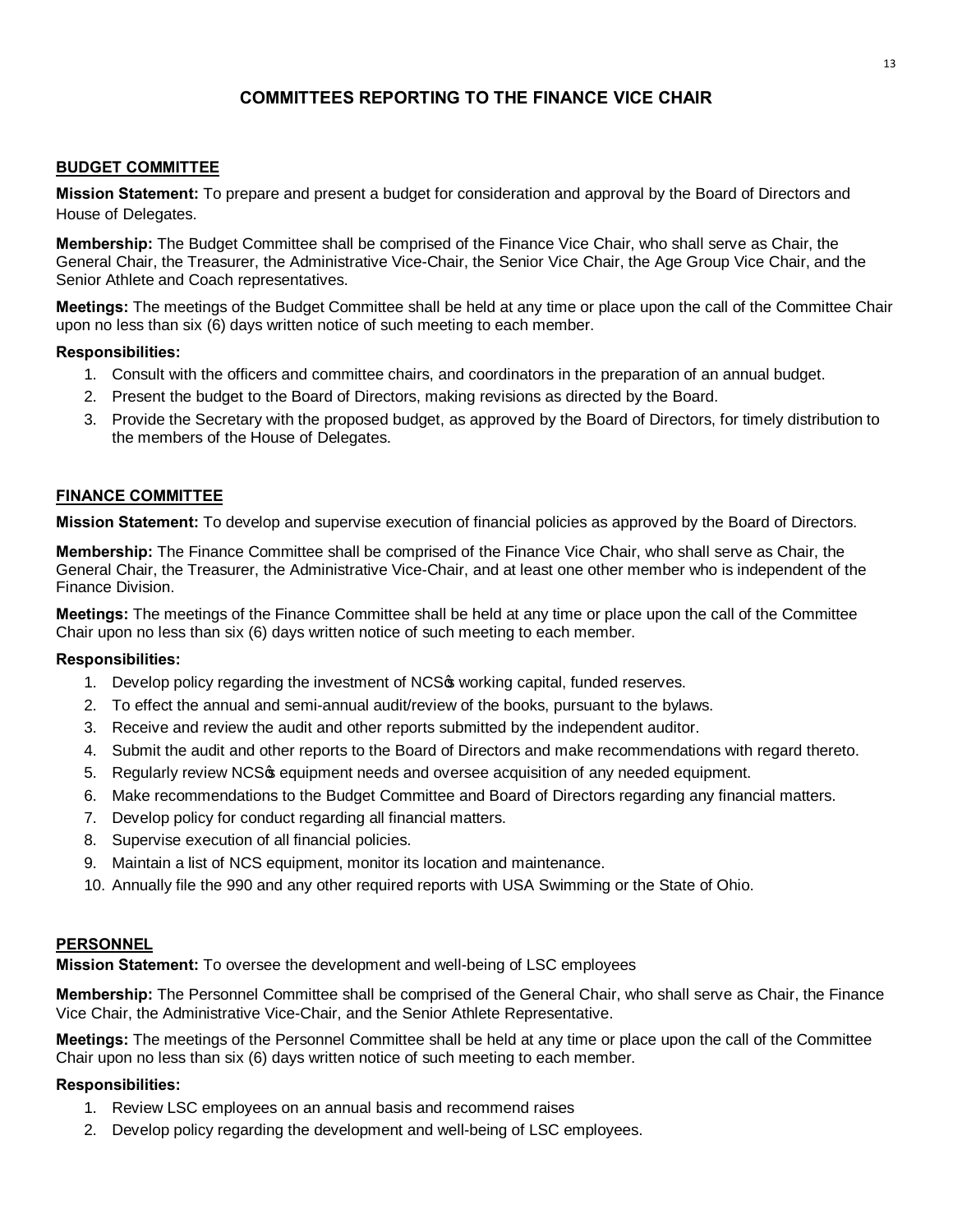## COMMITTEES REPORTING TO THE FINANCE VICE CHAIR

### BUDGET COMMITTEE

**Mission Statement:** To prepare and present a budget for consideration and approval by the Board of Directors and House of Delegates.

**Membership:** The Budget Committee shall be comprised of the Finance Vice Chair, who shall serve as Chair, the General Chair, the Treasurer, the Administrative Vice-Chair, the Senior Vice Chair, the Age Group Vice Chair, and the Senior Athlete and Coach representatives.

**Meetings:** The meetings of the Budget Committee shall be held at any time or place upon the call of the Committee Chair upon no less than six (6) days written notice of such meeting to each member.

**Responsibilities:**

1. Consult with the officers and committee chairs, and coordinators in the preparation of an annual budget.
2. Present the budget to the Board of Directors, making revisions as directed by the Board.
3. Provide the Secretary with the proposed budget, as approved by the Board of Directors, for timely distribution to the members of the House of Delegates.

### FINANCE COMMITTEE

**Mission Statement:** To develop and supervise execution of financial policies as approved by the Board of Directors.

**Membership:** The Finance Committee shall be comprised of the Finance Vice Chair, who shall serve as Chair, the General Chair, the Treasurer, the Administrative Vice-Chair, and at least one other member who is independent of the Finance Division.

**Meetings:** The meetings of the Finance Committee shall be held at any time or place upon the call of the Committee Chair upon no less than six (6) days written notice of such meeting to each member.

**Responsibilities:**

1. Develop policy regarding the investment of NCS's working capital, funded reserves.
2. To effect the annual and semi-annual audit/review of the books, pursuant to the bylaws.
3. Receive and review the audit and other reports submitted by the independent auditor.
4. Submit the audit and other reports to the Board of Directors and make recommendations with regard thereto.
5. Regularly review NCS's equipment needs and oversee acquisition of any needed equipment.
6. Make recommendations to the Budget Committee and Board of Directors regarding any financial matters.
7. Develop policy for conduct regarding all financial matters.
8. Supervise execution of all financial policies.
9. Maintain a list of NCS equipment, monitor its location and maintenance.
10. Annually file the 990 and any other required reports with USA Swimming or the State of Ohio.

### PERSONNEL

**Mission Statement:** To oversee the development and well-being of LSC employees

**Membership:** The Personnel Committee shall be comprised of the General Chair, who shall serve as Chair, the Finance Vice Chair, the Administrative Vice-Chair, and the Senior Athlete Representative.

**Meetings:** The meetings of the Personnel Committee shall be held at any time or place upon the call of the Committee Chair upon no less than six (6) days written notice of such meeting to each member.

**Responsibilities:**

1. Review LSC employees on an annual basis and recommend raises
2. Develop policy regarding the development and well-being of LSC employees.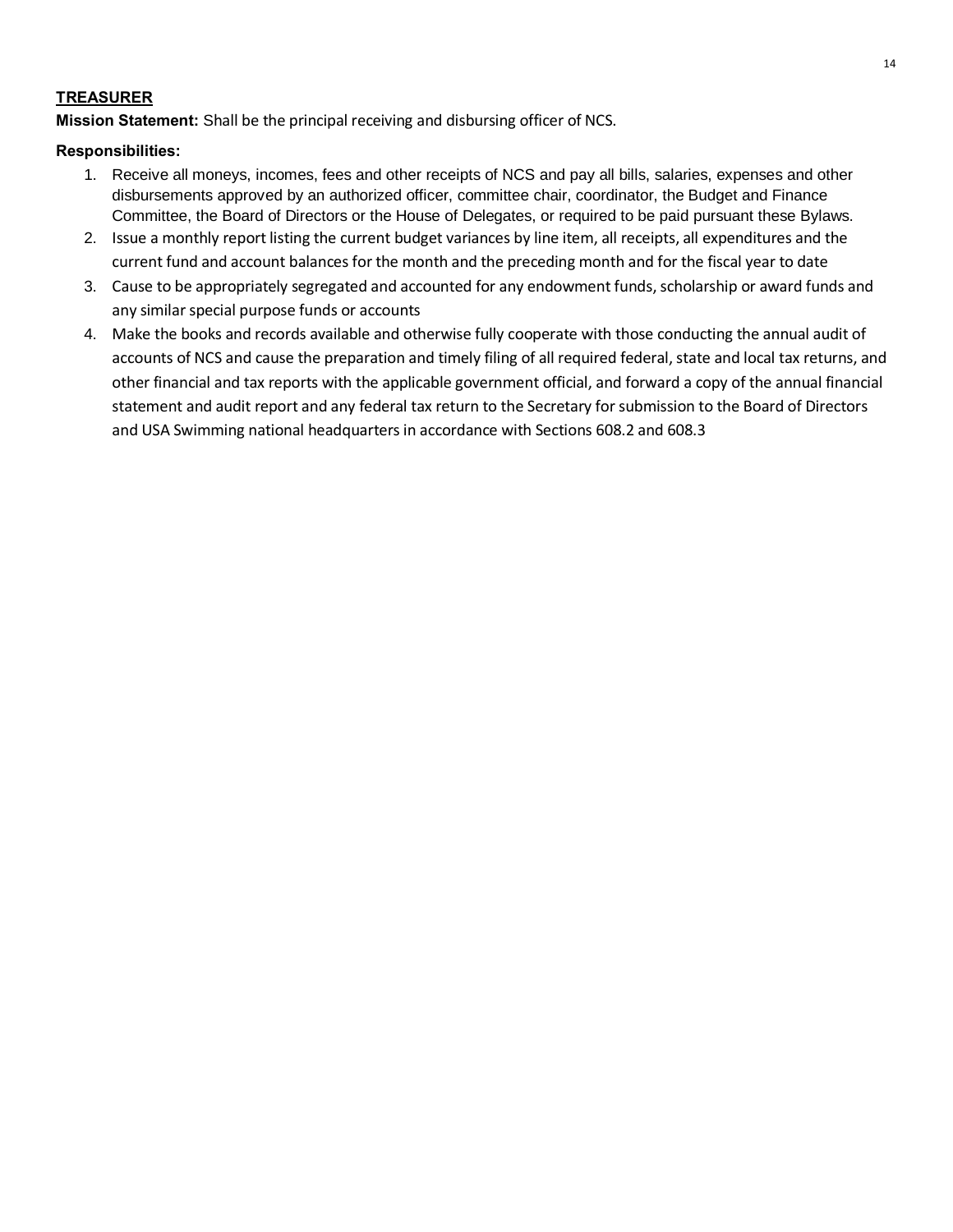**TREASURER**

**Mission Statement:** Shall be the principal receiving and disbursing officer of NCS.

**Responsibilities:**

1. Receive all moneys, incomes, fees and other receipts of NCS and pay all bills, salaries, expenses and other disbursements approved by an authorized officer, committee chair, coordinator, the Budget and Finance Committee, the Board of Directors or the House of Delegates, or required to be paid pursuant these Bylaws.
2. Issue a monthly report listing the current budget variances by line item, all receipts, all expenditures and the current fund and account balances for the month and the preceding month and for the fiscal year to date
3. Cause to be appropriately segregated and accounted for any endowment funds, scholarship or award funds and any similar special purpose funds or accounts
4. Make the books and records available and otherwise fully cooperate with those conducting the annual audit of accounts of NCS and cause the preparation and timely filing of all required federal, state and local tax returns, and other financial and tax reports with the applicable government official, and forward a copy of the annual financial statement and audit report and any federal tax return to the Secretary for submission to the Board of Directors and USA Swimming national headquarters in accordance with Sections 608.2 and 608.3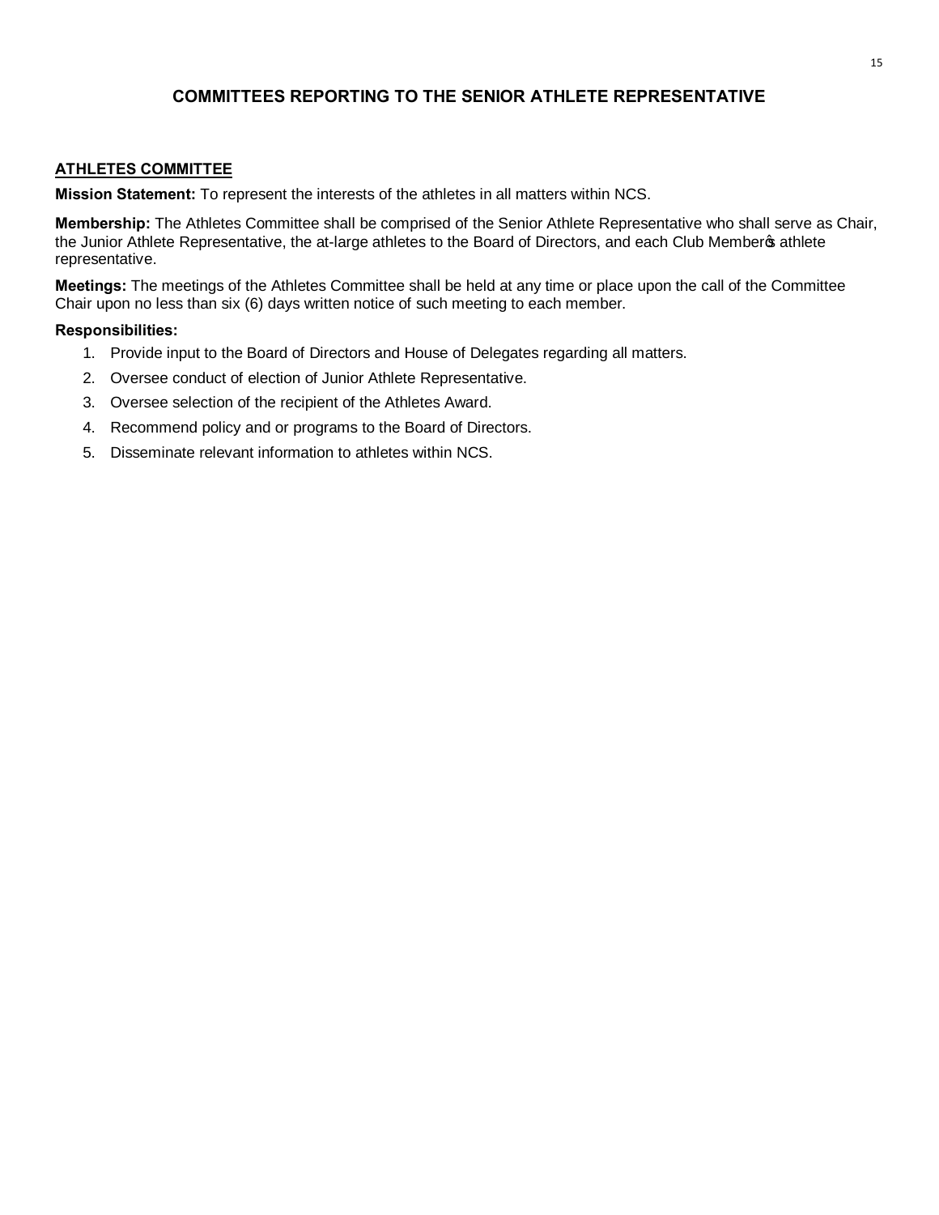## COMMITTEES REPORTING TO THE SENIOR ATHLETE REPRESENTATIVE

### ATHLETES COMMITTEE

**Mission Statement:** To represent the interests of the athletes in all matters within NCS.

**Membership:** The Athletes Committee shall be comprised of the Senior Athlete Representative who shall serve as Chair, the Junior Athlete Representative, the at-large athletes to the Board of Directors, and each Club Member's athlete representative.

**Meetings:** The meetings of the Athletes Committee shall be held at any time or place upon the call of the Committee Chair upon no less than six (6) days written notice of such meeting to each member.

**Responsibilities:**

1. Provide input to the Board of Directors and House of Delegates regarding all matters.
2. Oversee conduct of election of Junior Athlete Representative.
3. Oversee selection of the recipient of the Athletes Award.
4. Recommend policy and or programs to the Board of Directors.
5. Disseminate relevant information to athletes within NCS.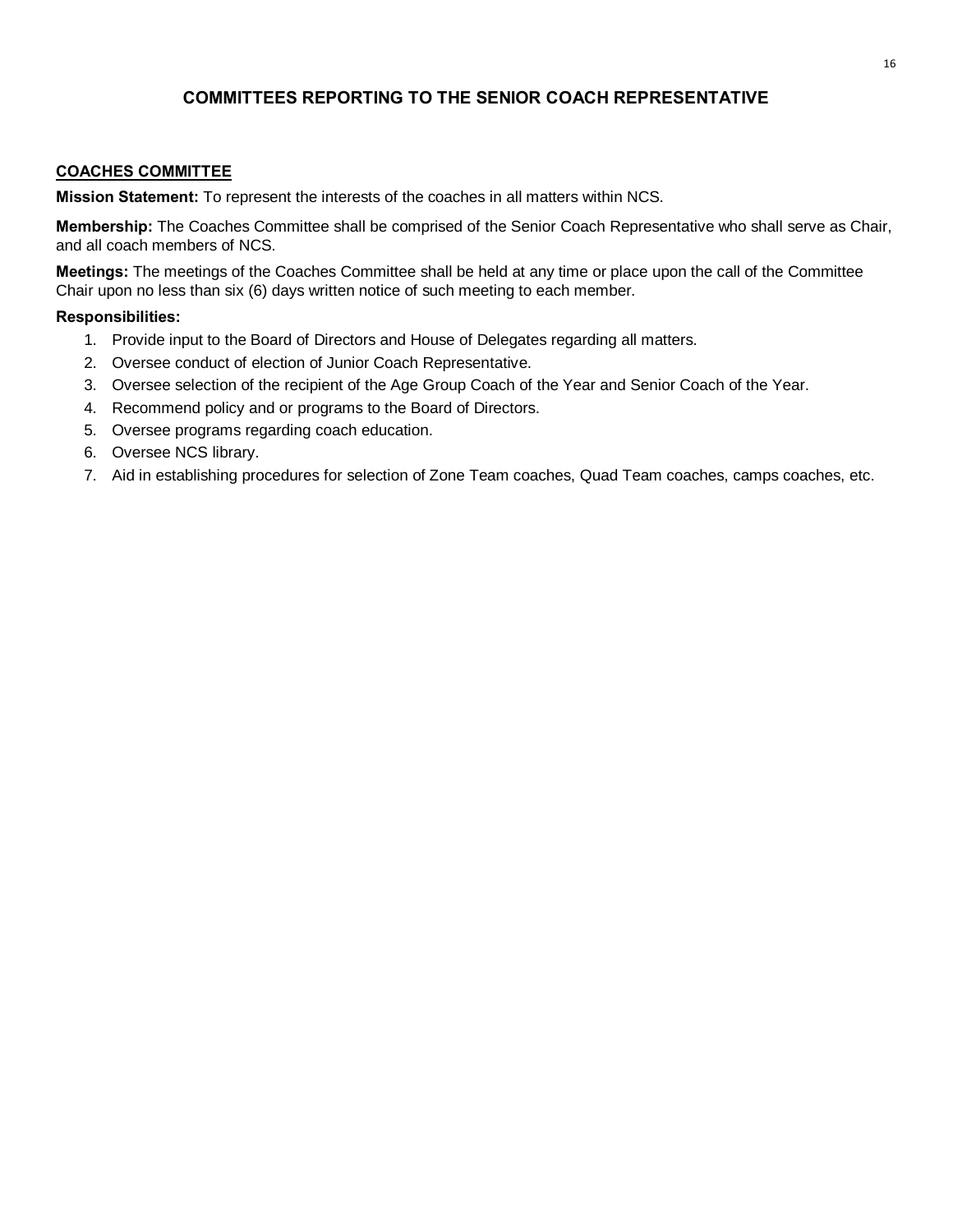## COMMITTEES REPORTING TO THE SENIOR COACH REPRESENTATIVE

### COACHES COMMITTEE

**Mission Statement:** To represent the interests of the coaches in all matters within NCS.

**Membership:** The Coaches Committee shall be comprised of the Senior Coach Representative who shall serve as Chair, and all coach members of NCS.

**Meetings:** The meetings of the Coaches Committee shall be held at any time or place upon the call of the Committee Chair upon no less than six (6) days written notice of such meeting to each member.

**Responsibilities:**

1. Provide input to the Board of Directors and House of Delegates regarding all matters.
2. Oversee conduct of election of Junior Coach Representative.
3. Oversee selection of the recipient of the Age Group Coach of the Year and Senior Coach of the Year.
4. Recommend policy and or programs to the Board of Directors.
5. Oversee programs regarding coach education.
6. Oversee NCS library.
7. Aid in establishing procedures for selection of Zone Team coaches, Quad Team coaches, camps coaches, etc.